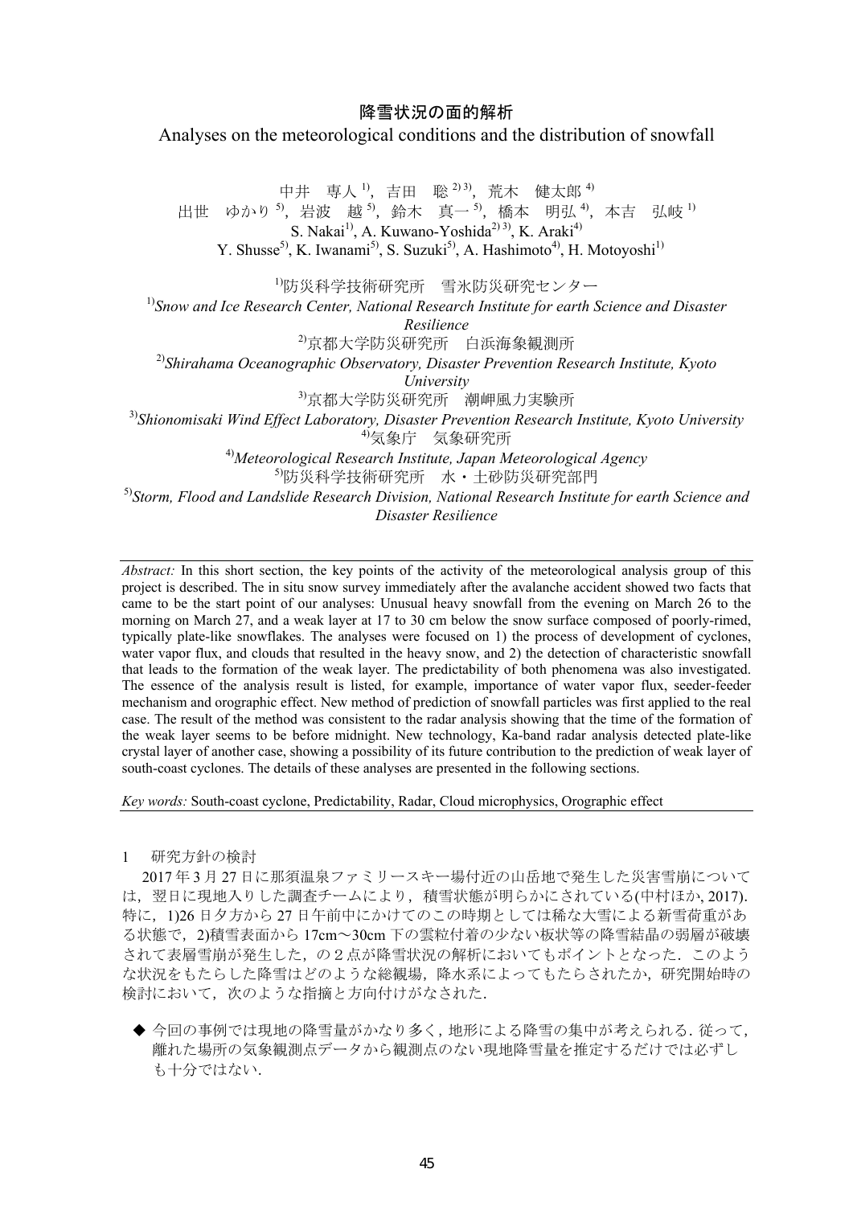# 降雪状況の面的解析

## Analyses on the meteorological conditions and the distribution of snowfall

中井　専人[1]，吉田　聡[2)3)]，荒木　健太郎[4]
出世　ゆかり[5]，岩波　越[5]，鈴木　真一[5]，橋本　明弘[4]，本吉　弘岐[1]
S. Nakai[1], A. Kuwano-Yoshida[2)3)], K. Araki[4]
Y. Shusse[5], K. Iwanami[5], S. Suzuki[5], A. Hashimoto[4], H. Motoyoshi[1]

[1]防災科学技術研究所　雪氷防災研究センター
[1]*Snow and Ice Research Center, National Research Institute for earth Science and Disaster Resilience*
[2]京都大学防災研究所　白浜海象観測所
[2]*Shirahama Oceanographic Observatory, Disaster Prevention Research Institute, Kyoto University*
[3]京都大学防災研究所　潮岬風力実験所
[3]*Shionomisaki Wind Effect Laboratory, Disaster Prevention Research Institute, Kyoto University*
[4]気象庁　気象研究所
[4]*Meteorological Research Institute, Japan Meteorological Agency*
[5]防災科学技術研究所　水・土砂防災研究部門
[5]*Storm, Flood and Landslide Research Division, National Research Institute for earth Science and Disaster Resilience*

*Abstract:* In this short section, the key points of the activity of the meteorological analysis group of this project is described. The in situ snow survey immediately after the avalanche accident showed two facts that came to be the start point of our analyses: Unusual heavy snowfall from the evening on March 26 to the morning on March 27, and a weak layer at 17 to 30 cm below the snow surface composed of poorly-rimed, typically plate-like snowflakes. The analyses were focused on 1) the process of development of cyclones, water vapor flux, and clouds that resulted in the heavy snow, and 2) the detection of characteristic snowfall that leads to the formation of the weak layer. The predictability of both phenomena was also investigated. The essence of the analysis result is listed, for example, importance of water vapor flux, seeder-feeder mechanism and orographic effect. New method of prediction of snowfall particles was first applied to the real case. The result of the method was consistent to the radar analysis showing that the time of the formation of the weak layer seems to be before midnight. New technology, Ka-band radar analysis detected plate-like crystal layer of another case, showing a possibility of its future contribution to the prediction of weak layer of south-coast cyclones. The details of these analyses are presented in the following sections.

*Key words:* South-coast cyclone, Predictability, Radar, Cloud microphysics, Orographic effect

## 1　研究方針の検討

2017 年 3 月 27 日に那須温泉ファミリースキー場付近の山岳地で発生した災害雪崩については，翌日に現地入りした調査チームにより，積雪状態が明らかにされている(中村ほか, 2017).特に，1)26 日夕方から 27 日午前中にかけてのこの時期としては稀な大雪による新雪荷重がある状態で，2)積雪表面から 17cm～30cm 下の雲粒付着の少ない板状等の降雪結晶の弱層が破壊されて表層雪崩が発生した，の２点が降雪状況の解析においてもポイントとなった．このような状況をもたらした降雪はどのような総観場，降水系によってもたらされたか，研究開始時の検討において，次のような指摘と方向付けがなされた．

- ◆ 今回の事例では現地の降雪量がかなり多く，地形による降雪の集中が考えられる．従って，離れた場所の気象観測点データから観測点のない現地降雪量を推定するだけでは必ずしも十分ではない．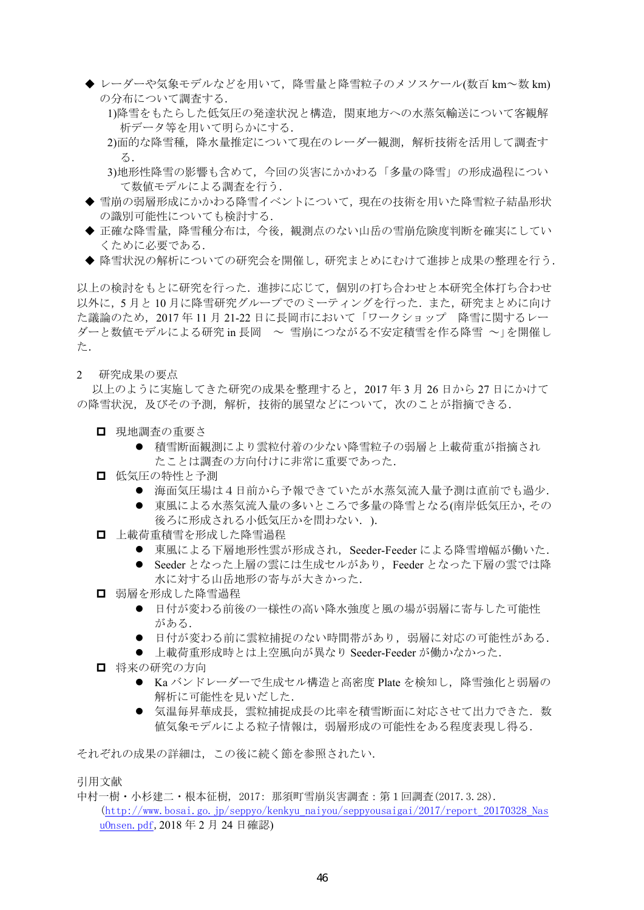- ◆ レーダーや気象モデルなどを用いて，降雪量と降雪粒子のメソスケール(数百 km～数 km)の分布について調査する．
  - 1)降雪をもたらした低気圧の発達状況と構造，関東地方への水蒸気輸送について客観解析データ等を用いて明らかにする．
  - 2)面的な降雪種，降水量推定について現在のレーダー観測，解析技術を活用して調査する．
  - 3)地形性降雪の影響も含めて，今回の災害にかかわる「多量の降雪」の形成過程について数値モデルによる調査を行う．
- ◆ 雪崩の弱層形成にかかわる降雪イベントについて，現在の技術を用いた降雪粒子結晶形状の識別可能性についても検討する．
- ◆ 正確な降雪量，降雪種分布は，今後，観測点のない山岳の雪崩危険度判断を確実にしていくために必要である．
- ◆ 降雪状況の解析についての研究会を開催し，研究まとめにむけて進捗と成果の整理を行う．

以上の検討をもとに研究を行った．進捗に応じて，個別の打ち合わせと本研究全体打ち合わせ以外に，5 月と 10 月に降雪研究グループでのミーティングを行った．また，研究まとめに向けた議論のため，2017 年 11 月 21-22 日に長岡市において「ワークショップ　降雪に関するレーダーと数値モデルによる研究 in 長岡　～ 雪崩につながる不安定積雪を作る降雪 ～」を開催した．

2　研究成果の要点

以上のように実施してきた研究の成果を整理すると，2017 年 3 月 26 日から 27 日にかけての降雪状況，及びその予測，解析，技術的展望などについて，次のことが指摘できる．

- □ 現地調査の重要さ
  - ● 積雪断面観測により雲粒付着の少ない降雪粒子の弱層と上載荷重が指摘されたことは調査の方向付けに非常に重要であった．
- □ 低気圧の特性と予測
  - ● 海面気圧場は 4 日前から予報できていたが水蒸気流入量予測は直前でも過少．
  - ● 東風による水蒸気流入量の多いところで多量の降雪となる(南岸低気圧か，その後ろに形成される小低気圧かを問わない．)．
- □ 上載荷重積雪を形成した降雪過程
  - ● 東風による下層地形性雲が形成され，Seeder-Feeder による降雪増幅が働いた．
  - ● Seeder となった上層の雲には生成セルがあり，Feeder となった下層の雲では降水に対する山岳地形の寄与が大きかった．
- □ 弱層を形成した降雪過程
  - ● 日付が変わる前後の一様性の高い降水強度と風の場が弱層に寄与した可能性がある．
  - ● 日付が変わる前に雲粒捕捉のない時間帯があり，弱層に対応の可能性がある．
  - ● 上載荷重形成時とは上空風向が異なり Seeder-Feeder が働かなかった．
- □ 将来の研究の方向
  - ● Ka バンドレーダーで生成セル構造と高密度 Plate を検知し，降雪強化と弱層の解析に可能性を見いだした．
  - ● 気温毎昇華成長，雲粒捕捉成長の比率を積雪断面に対応させて出力できた．数値気象モデルによる粒子情報は，弱層形成の可能性をある程度表現し得る．

それぞれの成果の詳細は，この後に続く節を参照されたい．

引用文献

中村一樹・小杉建二・根本征樹，2017：那須町雪崩災害調査：第 1 回調査(2017.3.28)．(http://www.bosai.go.jp/seppyo/kenkyu_naiyou/seppyousaigai/2017/report_20170328_NasuOnsen.pdf, 2018 年 2 月 24 日確認)